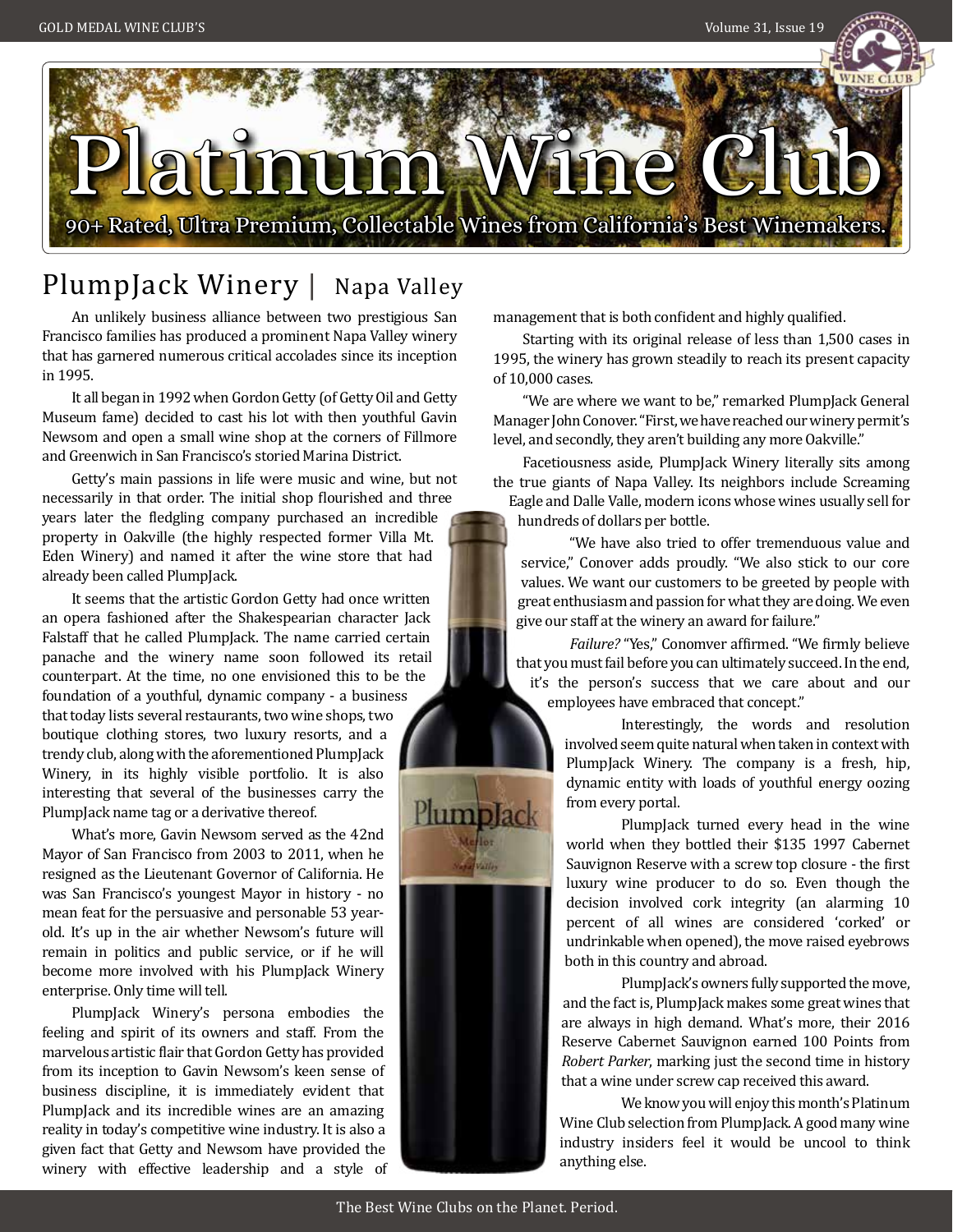# Platinum Wine Club

90+ Rated, Ultra Premium, Collectable Wines from California's Best Winemakers.

## PlumpJack Winery | Napa Valley

An unlikely business alliance between two prestigious San Francisco families has produced a prominent Napa Valley winery that has garnered numerous critical accolades since its inception in 1995.

It all began in 1992 when Gordon Getty (of Getty Oil and Getty Museum fame) decided to cast his lot with then youthful Gavin Newsom and open a small wine shop at the corners of Fillmore and Greenwich in San Francisco's storied Marina District.

Getty's main passions in life were music and wine, but not necessarily in that order. The initial shop flourished and three years later the fledgling company purchased an incredible property in Oakville (the highly respected former Villa Mt. Eden Winery) and named it after the wine store that had already been called PlumpJack.

It seems that the artistic Gordon Getty had once written an opera fashioned after the Shakespearian character Jack Falstaff that he called PlumpJack. The name carried certain panache and the winery name soon followed its retail counterpart. At the time, no one envisioned this to be the foundation of a youthful, dynamic company - a business that today lists several restaurants, two wine shops, two boutique clothing stores, two luxury resorts, and a trendy club, along with the aforementioned PlumpJack Winery, in its highly visible portfolio. It is also interesting that several of the businesses carry the PlumpJack name tag or a derivative thereof.

What's more, Gavin Newsom served as the 42nd Mayor of San Francisco from 2003 to 2011, when he resigned as the Lieutenant Governor of California. He was San Francisco's youngest Mayor in history - no mean feat for the persuasive and personable 53 year-old. It's up in the air whether Newsom's future will remain in politics and public service, or if he will become more involved with his PlumpJack Winery enterprise. Only time will tell.

PlumpJack Winery's persona embodies the feeling and spirit of its owners and staff. From the marvelous artistic flair that Gordon Getty has provided from its inception to Gavin Newsom's keen sense of business discipline, it is immediately evident that PlumpJack and its incredible wines are an amazing reality in today's competitive wine industry. It is also a given fact that Getty and Newsom have provided the winery with effective leadership and a style of management that is both confident and highly qualified.

Starting with its original release of less than 1,500 cases in 1995, the winery has grown steadily to reach its present capacity of 10,000 cases.

"We are where we want to be," remarked PlumpJack General Manager John Conover. "First, we have reached our winery permit's level, and secondly, they aren't building any more Oakville."

Facetiousness aside, PlumpJack Winery literally sits among the true giants of Napa Valley. Its neighbors include Screaming Eagle and Dalle Valle, modern icons whose wines usually sell for hundreds of dollars per bottle.

"We have also tried to offer tremenduous value and service," Conover adds proudly. "We also stick to our core values. We want our customers to be greeted by people with great enthusiasm and passion for what they are doing. We even give our staff at the winery an award for failure."

*Failure?* "Yes," Conomver affirmed. "We firmly believe that you must fail before you can ultimately succeed. In the end, it's the person's success that we care about and our employees have embraced that concept."

Interestingly, the words and resolution involved seem quite natural when taken in context with PlumpJack Winery. The company is a fresh, hip, dynamic entity with loads of youthful energy oozing from every portal.

PlumpJack turned every head in the wine world when they bottled their $135 1997 Cabernet Sauvignon Reserve with a screw top closure - the first luxury wine producer to do so. Even though the decision involved cork integrity (an alarming 10 percent of all wines are considered 'corked' or undrinkable when opened), the move raised eyebrows both in this country and abroad.

PlumpJack's owners fully supported the move, and the fact is, PlumpJack makes some great wines that are always in high demand. What's more, their 2016 Reserve Cabernet Sauvignon earned 100 Points from *Robert Parker*, marking just the second time in history that a wine under screw cap received this award.

We know you will enjoy this month's Platinum Wine Club selection from PlumpJack. A good many wine industry insiders feel it would be uncool to think anything else.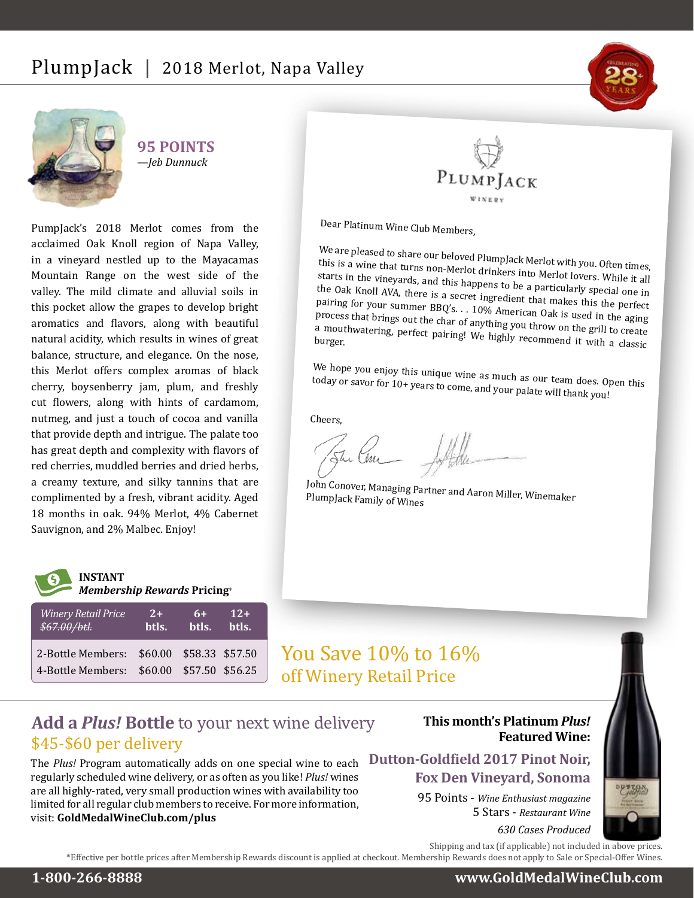# PlumpJack | 2018 Merlot, Napa Valley

CELEBRATING 28+ YEARS

**95 POINTS**
*—Jeb Dunnuck*

PumpJack's 2018 Merlot comes from the acclaimed Oak Knoll region of Napa Valley, in a vineyard nestled up to the Mayacamas Mountain Range on the west side of the valley. The mild climate and alluvial soils in this pocket allow the grapes to develop bright aromatics and flavors, along with beautiful natural acidity, which results in wines of great balance, structure, and elegance. On the nose, this Merlot offers complex aromas of black cherry, boysenberry jam, plum, and freshly cut flowers, along with hints of cardamom, nutmeg, and just a touch of cocoa and vanilla that provide depth and intrigue. The palate too has great depth and complexity with flavors of red cherries, muddled berries and dried herbs, a creamy texture, and silky tannins that are complimented by a fresh, vibrant acidity. Aged 18 months in oak. 94% Merlot, 4% Cabernet Sauvignon, and 2% Malbec. Enjoy!

PLUMPJACK
WINERY

Dear Platinum Wine Club Members,

We are pleased to share our beloved PlumpJack Merlot with you. Often times, this is a wine that turns non-Merlot drinkers into Merlot lovers. While it all starts in the vineyards, and this happens to be a particularly special one in the Oak Knoll AVA, there is a secret ingredient that makes this the perfect pairing for your summer BBQ's. . . 10% American Oak is used in the aging process that brings out the char of anything you throw on the grill to create a mouthwatering, perfect pairing! We highly recommend it with a classic burger.

We hope you enjoy this unique wine as much as our team does. Open this today or savor for 10+ years to come, and your palate will thank you!

Cheers,

John Conover, Managing Partner and Aaron Miller, Winemaker
PlumpJack Family of Wines

**INSTANT**
***Membership Rewards* Pricing***

| *Winery Retail Price* ~~*$67.00/btl.*~~ | **2+ btls.** | **6+ btls.** | **12+ btls.** |
|---|---|---|---|
| 2-Bottle Members: | $60.00 | $58.33 | $57.50 |
| 4-Bottle Members: | $60.00 | $57.50 | $56.25 |

You Save 10% to 16%
off Winery Retail Price

## Add a *Plus!* Bottle to your next wine delivery
$45-$60 per delivery

The *Plus!* Program automatically adds on one special wine to each regularly scheduled wine delivery, or as often as you like! *Plus!* wines are all highly-rated, very small production wines with availability too limited for all regular club members to receive. For more information, visit: **GoldMedalWineClub.com/plus**

**This month's Platinum *Plus!* Featured Wine:**

**Dutton-Goldfield 2017 Pinot Noir, Fox Den Vineyard, Sonoma**

95 Points - *Wine Enthusiast magazine*
5 Stars - *Restaurant Wine*
*630 Cases Produced*

Shipping and tax (if applicable) not included in above prices.
*Effective per bottle prices after Membership Rewards discount is applied at checkout. Membership Rewards does not apply to Sale or Special-Offer Wines.

**1-800-266-8888** **www.GoldMedalWineClub.com**